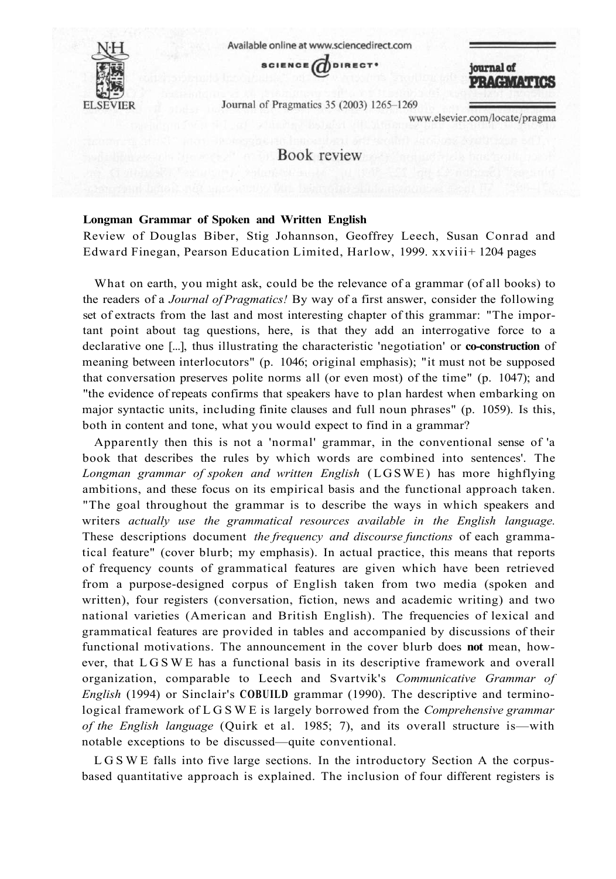# Book review

**Longman Grammar of Spoken and Written English**

Review of Douglas Biber, Stig Johannson, Geoffrey Leech, Susan Conrad and Edward Finegan, Pearson Education Limited, Harlow, 1999. xxviii+ 1204 pages

What on earth, you might ask, could be the relevance of a grammar (of all books) to the readers of a *Journal of Pragmatics!* By way of a first answer, consider the following set of extracts from the last and most interesting chapter of this grammar: "The important point about tag questions, here, is that they add an interrogative force to a declarative one [...], thus illustrating the characteristic 'negotiation' or **co-construction** of meaning between interlocutors" (p. 1046; original emphasis); "it must not be supposed that conversation preserves polite norms all (or even most) of the time" (p. 1047); and "the evidence of repeats confirms that speakers have to plan hardest when embarking on major syntactic units, including finite clauses and full noun phrases" (p. 1059). Is this, both in content and tone, what you would expect to find in a grammar?

Apparently then this is not a 'normal' grammar, in the conventional sense of 'a book that describes the rules by which words are combined into sentences'. The *Longman grammar of spoken and written English* (LGSWE) has more highflying ambitions, and these focus on its empirical basis and the functional approach taken. "The goal throughout the grammar is to describe the ways in which speakers and writers *actually use the grammatical resources available in the English language.* These descriptions document *the frequency and discourse functions* of each grammatical feature" (cover blurb; my emphasis). In actual practice, this means that reports of frequency counts of grammatical features are given which have been retrieved from a purpose-designed corpus of English taken from two media (spoken and written), four registers (conversation, fiction, news and academic writing) and two national varieties (American and British English). The frequencies of lexical and grammatical features are provided in tables and accompanied by discussions of their functional motivations. The announcement in the cover blurb does **not** mean, however, that LGSWE has a functional basis in its descriptive framework and overall organization, comparable to Leech and Svartvik's *Communicative Grammar of English* (1994) or Sinclair's **COBUILD** grammar (1990). The descriptive and terminological framework of LGSWE is largely borrowed from the *Comprehensive grammar of the English language* (Quirk et al. 1985; 7), and its overall structure is—with notable exceptions to be discussed—quite conventional.

LGSWE falls into five large sections. In the introductory Section A the corpus-based quantitative approach is explained. The inclusion of four different registers is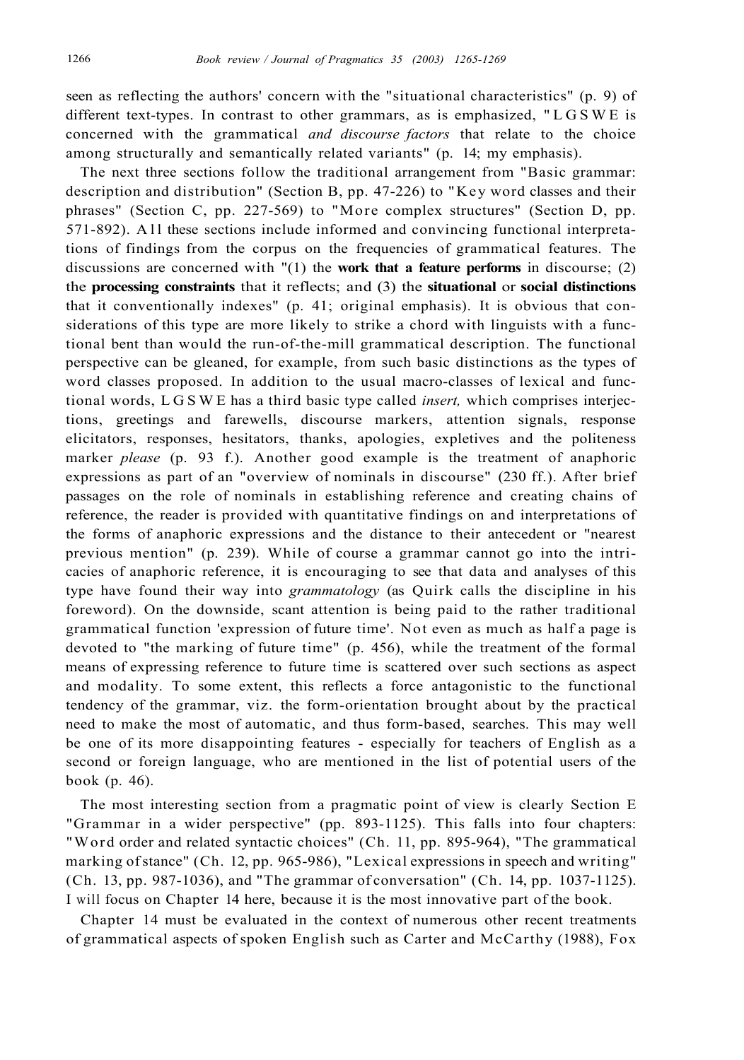seen as reflecting the authors' concern with the "situational characteristics" (p. 9) of different text-types. In contrast to other grammars, as is emphasized, "LGSWE is concerned with the grammatical *and discourse factors* that relate to the choice among structurally and semantically related variants" (p. 14; my emphasis).

The next three sections follow the traditional arrangement from "Basic grammar: description and distribution" (Section B, pp. 47-226) to "Key word classes and their phrases" (Section C, pp. 227-569) to "More complex structures" (Section D, pp. 571-892). All these sections include informed and convincing functional interpretations of findings from the corpus on the frequencies of grammatical features. The discussions are concerned with "(1) the **work that a feature performs** in discourse; (2) the **processing constraints** that it reflects; and (3) the **situational** or **social distinctions** that it conventionally indexes" (p. 41; original emphasis). It is obvious that considerations of this type are more likely to strike a chord with linguists with a functional bent than would the run-of-the-mill grammatical description. The functional perspective can be gleaned, for example, from such basic distinctions as the types of word classes proposed. In addition to the usual macro-classes of lexical and functional words, LGSWE has a third basic type called *insert,* which comprises interjections, greetings and farewells, discourse markers, attention signals, response elicitators, responses, hesitators, thanks, apologies, expletives and the politeness marker *please* (p. 93 f.). Another good example is the treatment of anaphoric expressions as part of an "overview of nominals in discourse" (230 ff.). After brief passages on the role of nominals in establishing reference and creating chains of reference, the reader is provided with quantitative findings on and interpretations of the forms of anaphoric expressions and the distance to their antecedent or "nearest previous mention" (p. 239). While of course a grammar cannot go into the intricacies of anaphoric reference, it is encouraging to see that data and analyses of this type have found their way into *grammatology* (as Quirk calls the discipline in his foreword). On the downside, scant attention is being paid to the rather traditional grammatical function 'expression of future time'. Not even as much as half a page is devoted to "the marking of future time" (p. 456), while the treatment of the formal means of expressing reference to future time is scattered over such sections as aspect and modality. To some extent, this reflects a force antagonistic to the functional tendency of the grammar, viz. the form-orientation brought about by the practical need to make the most of automatic, and thus form-based, searches. This may well be one of its more disappointing features - especially for teachers of English as a second or foreign language, who are mentioned in the list of potential users of the book (p. 46).

The most interesting section from a pragmatic point of view is clearly Section E "Grammar in a wider perspective" (pp. 893-1125). This falls into four chapters: "Word order and related syntactic choices" (Ch. 11, pp. 895-964), "The grammatical marking of stance" (Ch. 12, pp. 965-986), "Lexical expressions in speech and writing" (Ch. 13, pp. 987-1036), and "The grammar of conversation" (Ch. 14, pp. 1037-1125). I will focus on Chapter 14 here, because it is the most innovative part of the book.

Chapter 14 must be evaluated in the context of numerous other recent treatments of grammatical aspects of spoken English such as Carter and McCarthy (1988), Fox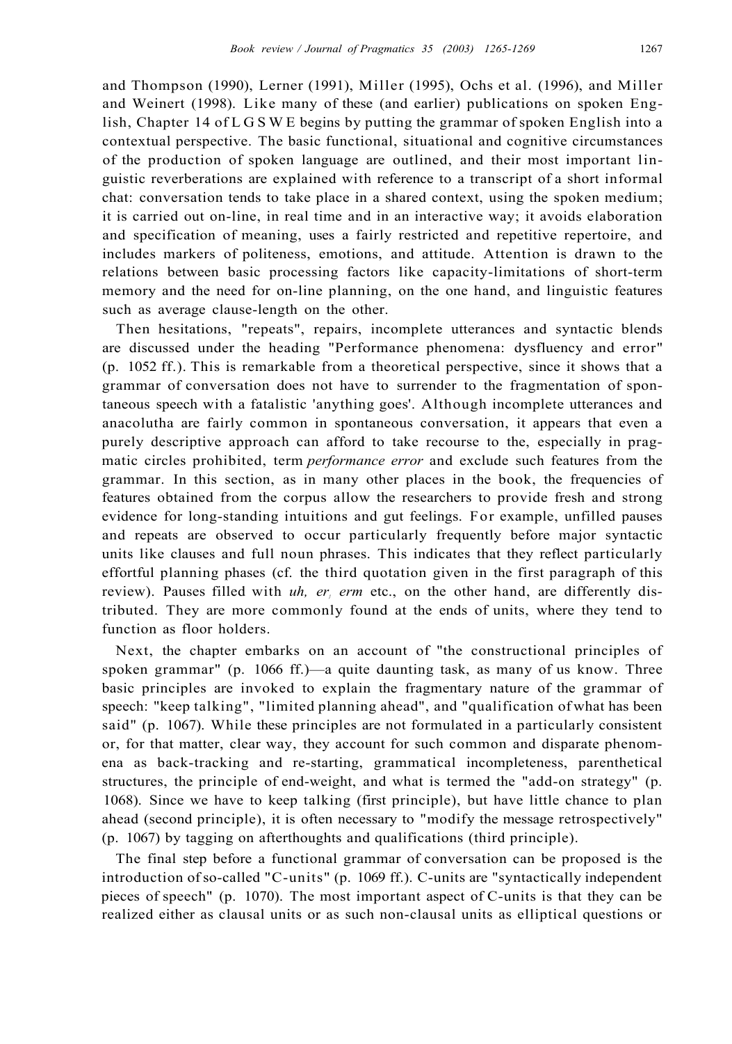and Thompson (1990), Lerner (1991), Miller (1995), Ochs et al. (1996), and Miller and Weinert (1998). Like many of these (and earlier) publications on spoken English, Chapter 14 of LGSWE begins by putting the grammar of spoken English into a contextual perspective. The basic functional, situational and cognitive circumstances of the production of spoken language are outlined, and their most important linguistic reverberations are explained with reference to a transcript of a short informal chat: conversation tends to take place in a shared context, using the spoken medium; it is carried out on-line, in real time and in an interactive way; it avoids elaboration and specification of meaning, uses a fairly restricted and repetitive repertoire, and includes markers of politeness, emotions, and attitude. Attention is drawn to the relations between basic processing factors like capacity-limitations of short-term memory and the need for on-line planning, on the one hand, and linguistic features such as average clause-length on the other.

Then hesitations, "repeats", repairs, incomplete utterances and syntactic blends are discussed under the heading "Performance phenomena: dysfluency and error" (p. 1052 ff.). This is remarkable from a theoretical perspective, since it shows that a grammar of conversation does not have to surrender to the fragmentation of spontaneous speech with a fatalistic 'anything goes'. Although incomplete utterances and anacolutha are fairly common in spontaneous conversation, it appears that even a purely descriptive approach can afford to take recourse to the, especially in pragmatic circles prohibited, term *performance error* and exclude such features from the grammar. In this section, as in many other places in the book, the frequencies of features obtained from the corpus allow the researchers to provide fresh and strong evidence for long-standing intuitions and gut feelings. For example, unfilled pauses and repeats are observed to occur particularly frequently before major syntactic units like clauses and full noun phrases. This indicates that they reflect particularly effortful planning phases (cf. the third quotation given in the first paragraph of this review). Pauses filled with *uh, er, erm* etc., on the other hand, are differently distributed. They are more commonly found at the ends of units, where they tend to function as floor holders.

Next, the chapter embarks on an account of "the constructional principles of spoken grammar" (p. 1066 ff.)—a quite daunting task, as many of us know. Three basic principles are invoked to explain the fragmentary nature of the grammar of speech: "keep talking", "limited planning ahead", and "qualification of what has been said" (p. 1067). While these principles are not formulated in a particularly consistent or, for that matter, clear way, they account for such common and disparate phenomena as back-tracking and re-starting, grammatical incompleteness, parenthetical structures, the principle of end-weight, and what is termed the "add-on strategy" (p. 1068). Since we have to keep talking (first principle), but have little chance to plan ahead (second principle), it is often necessary to "modify the message retrospectively" (p. 1067) by tagging on afterthoughts and qualifications (third principle).

The final step before a functional grammar of conversation can be proposed is the introduction of so-called "C-units" (p. 1069 ff.). C-units are "syntactically independent pieces of speech" (p. 1070). The most important aspect of C-units is that they can be realized either as clausal units or as such non-clausal units as elliptical questions or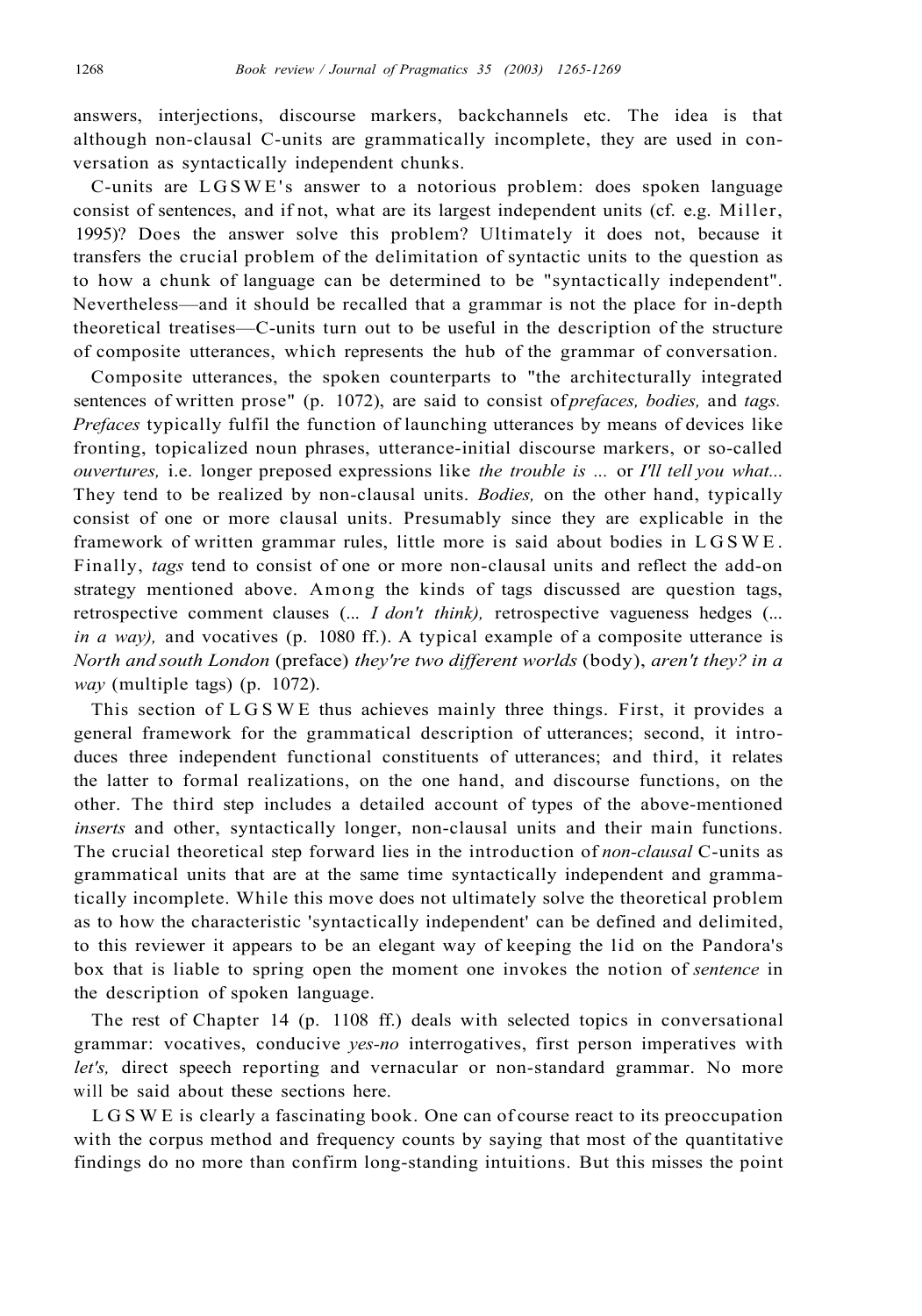answers, interjections, discourse markers, backchannels etc. The idea is that although non-clausal C-units are grammatically incomplete, they are used in conversation as syntactically independent chunks.

C-units are LGSWE's answer to a notorious problem: does spoken language consist of sentences, and if not, what are its largest independent units (cf. e.g. Miller, 1995)? Does the answer solve this problem? Ultimately it does not, because it transfers the crucial problem of the delimitation of syntactic units to the question as to how a chunk of language can be determined to be "syntactically independent". Nevertheless—and it should be recalled that a grammar is not the place for in-depth theoretical treatises—C-units turn out to be useful in the description of the structure of composite utterances, which represents the hub of the grammar of conversation.

Composite utterances, the spoken counterparts to "the architecturally integrated sentences of written prose" (p. 1072), are said to consist of *prefaces, bodies,* and *tags. Prefaces* typically fulfil the function of launching utterances by means of devices like fronting, topicalized noun phrases, utterance-initial discourse markers, or so-called *ouvertures,* i.e. longer preposed expressions like *the trouble is ...* or *I'll tell you what...* They tend to be realized by non-clausal units. *Bodies,* on the other hand, typically consist of one or more clausal units. Presumably since they are explicable in the framework of written grammar rules, little more is said about bodies in LGSWE. Finally, *tags* tend to consist of one or more non-clausal units and reflect the add-on strategy mentioned above. Among the kinds of tags discussed are question tags, retrospective comment clauses (... *I don't think),* retrospective vagueness hedges (... *in a way),* and vocatives (p. 1080 ff.). A typical example of a composite utterance is *North and south London* (preface) *they're two different worlds* (body), *aren't they? in a way* (multiple tags) (p. 1072).

This section of LGSWE thus achieves mainly three things. First, it provides a general framework for the grammatical description of utterances; second, it introduces three independent functional constituents of utterances; and third, it relates the latter to formal realizations, on the one hand, and discourse functions, on the other. The third step includes a detailed account of types of the above-mentioned *inserts* and other, syntactically longer, non-clausal units and their main functions. The crucial theoretical step forward lies in the introduction of *non-clausal* C-units as grammatical units that are at the same time syntactically independent and grammatically incomplete. While this move does not ultimately solve the theoretical problem as to how the characteristic 'syntactically independent' can be defined and delimited, to this reviewer it appears to be an elegant way of keeping the lid on the Pandora's box that is liable to spring open the moment one invokes the notion of *sentence* in the description of spoken language.

The rest of Chapter 14 (p. 1108 ff.) deals with selected topics in conversational grammar: vocatives, conducive *yes-no* interrogatives, first person imperatives with *let's,* direct speech reporting and vernacular or non-standard grammar. No more will be said about these sections here.

LGSWE is clearly a fascinating book. One can of course react to its preoccupation with the corpus method and frequency counts by saying that most of the quantitative findings do no more than confirm long-standing intuitions. But this misses the point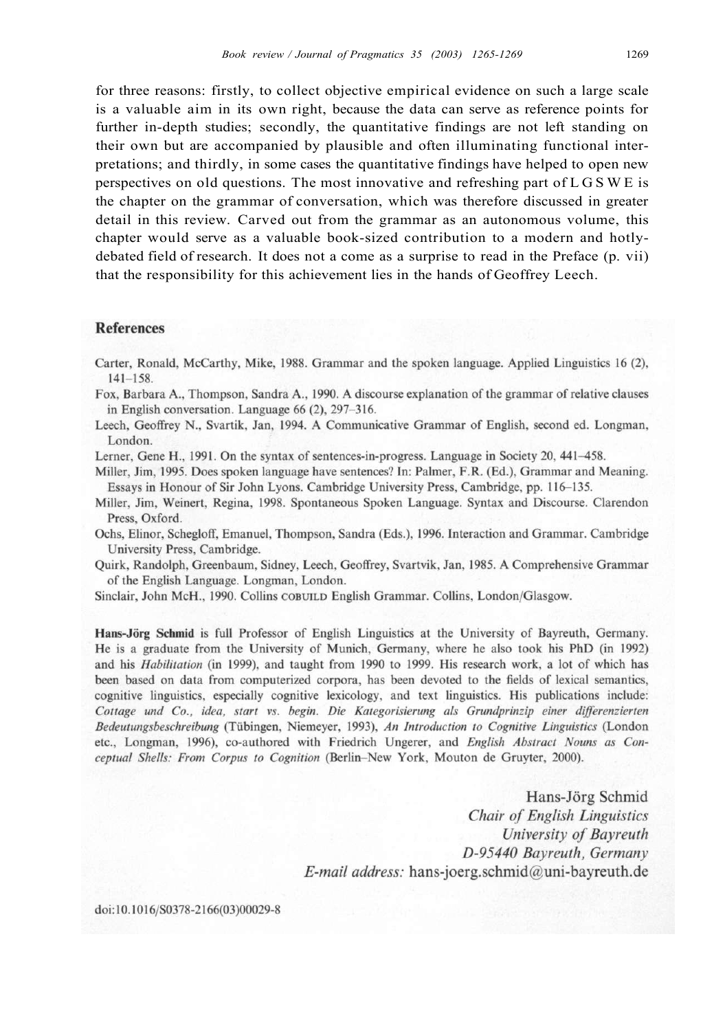for three reasons: firstly, to collect objective empirical evidence on such a large scale is a valuable aim in its own right, because the data can serve as reference points for further in-depth studies; secondly, the quantitative findings are not left standing on their own but are accompanied by plausible and often illuminating functional interpretations; and thirdly, in some cases the quantitative findings have helped to open new perspectives on old questions. The most innovative and refreshing part of L G S W E is the chapter on the grammar of conversation, which was therefore discussed in greater detail in this review. Carved out from the grammar as an autonomous volume, this chapter would serve as a valuable book-sized contribution to a modern and hotly-debated field of research. It does not a come as a surprise to read in the Preface (p. vii) that the responsibility for this achievement lies in the hands of Geoffrey Leech.

## References

Carter, Ronald, McCarthy, Mike, 1988. Grammar and the spoken language. Applied Linguistics 16 (2), 141–158.

Fox, Barbara A., Thompson, Sandra A., 1990. A discourse explanation of the grammar of relative clauses in English conversation. Language 66 (2), 297–316.

Leech, Geoffrey N., Svartik, Jan, 1994. A Communicative Grammar of English, second ed. Longman, London.

Lerner, Gene H., 1991. On the syntax of sentences-in-progress. Language in Society 20, 441–458.

Miller, Jim, 1995. Does spoken language have sentences? In: Palmer, F.R. (Ed.), Grammar and Meaning. Essays in Honour of Sir John Lyons. Cambridge University Press, Cambridge, pp. 116–135.

Miller, Jim, Weinert, Regina, 1998. Spontaneous Spoken Language. Syntax and Discourse. Clarendon Press, Oxford.

Ochs, Elinor, Schegloff, Emanuel, Thompson, Sandra (Eds.), 1996. Interaction and Grammar. Cambridge University Press, Cambridge.

Quirk, Randolph, Greenbaum, Sidney, Leech, Geoffrey, Svartvik, Jan, 1985. A Comprehensive Grammar of the English Language. Longman, London.

Sinclair, John McH., 1990. Collins COBUILD English Grammar. Collins, London/Glasgow.

**Hans-Jörg Schmid** is full Professor of English Linguistics at the University of Bayreuth, Germany. He is a graduate from the University of Munich, Germany, where he also took his PhD (in 1992) and his *Habilitation* (in 1999), and taught from 1990 to 1999. His research work, a lot of which has been based on data from computerized corpora, has been devoted to the fields of lexical semantics, cognitive linguistics, especially cognitive lexicology, and text linguistics. His publications include: *Cottage und Co., idea, start vs. begin. Die Kategorisierung als Grundprinzip einer differenzierten Bedeutungsbeschreibung* (Tübingen, Niemeyer, 1993), *An Introduction to Cognitive Linguistics* (London etc., Longman, 1996), co-authored with Friedrich Ungerer, and *English Abstract Nouns as Conceptual Shells: From Corpus to Cognition* (Berlin–New York, Mouton de Gruyter, 2000).

Hans-Jörg Schmid
*Chair of English Linguistics*
*University of Bayreuth*
*D-95440 Bayreuth, Germany*
*E-mail address:* hans-joerg.schmid@uni-bayreuth.de

doi:10.1016/S0378-2166(03)00029-8